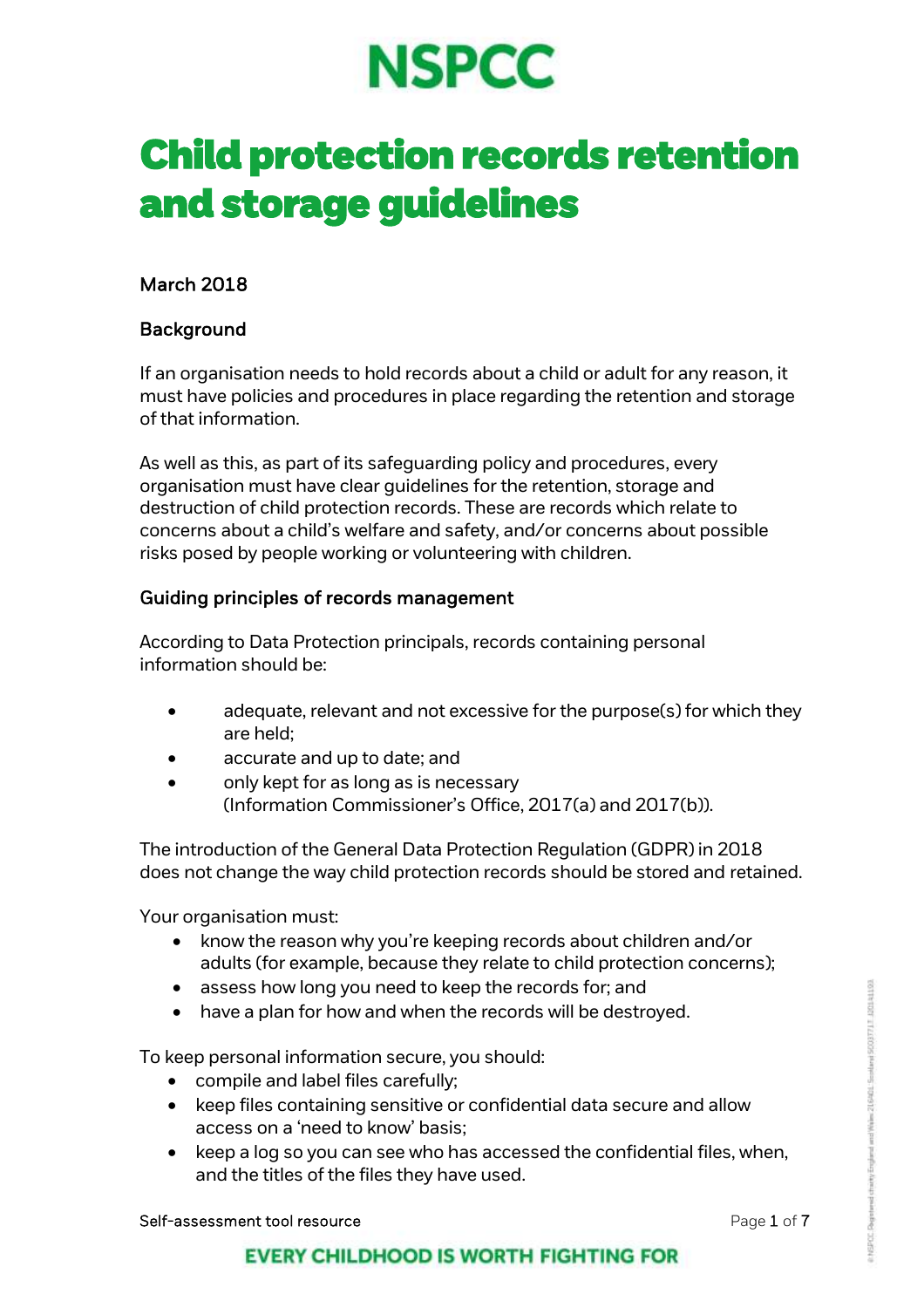# NSPCC

# Child protection records retention and storage guidelines

March 2018

## Background

If an organisation needs to hold records about a child or adult for any reason, it must have policies and procedures in place regarding the retention and storage of that information.

As well as this, as part of its safeguarding policy and procedures, every organisation must have clear guidelines for the retention, storage and destruction of child protection records. These are records which relate to concerns about a child's welfare and safety, and/or concerns about possible risks posed by people working or volunteering with children.

## Guiding principles of records management

According to Data Protection principals, records containing personal information should be:

- adequate, relevant and not excessive for the purpose(s) for which they are held;
- accurate and up to date; and
- only kept for as long as is necessary (Information Commissioner's Office, 2017(a) and 2017(b)).

The introduction of the General Data Protection Regulation (GDPR) in 2018 does not change the way child protection records should be stored and retained.

Your organisation must:

- know the reason why you're keeping records about children and/or adults (for example, because they relate to child protection concerns);
- assess how long you need to keep the records for; and
- have a plan for how and when the records will be destroyed.

To keep personal information secure, you should:

- compile and label files carefully;
- keep files containing sensitive or confidential data secure and allow access on a 'need to know' basis;
- keep a log so you can see who has accessed the confidential files, when, and the titles of the files they have used.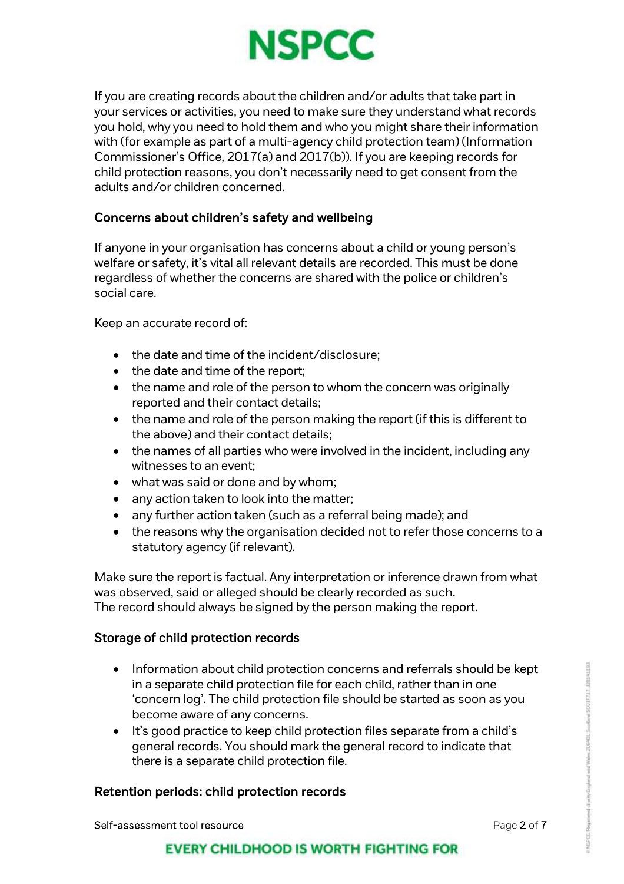If you are creating records about the children and/or adults that take part in your services or activities, you need to make sure they understand what records you hold, why you need to hold them and who you might share their information with (for example as part of a multi-agency child protection team) (Information Commissioner's Office, 2017(a) and 2017(b)). If you are keeping records for child protection reasons, you don't necessarily need to get consent from the adults and/or children concerned.

### Concerns about children's safety and wellbeing

If anyone in your organisation has concerns about a child or young person's welfare or safety, it's vital all relevant details are recorded. This must be done regardless of whether the concerns are shared with the police or children's social care.

Keep an accurate record of:

- the date and time of the incident/disclosure;
- the date and time of the report;
- the name and role of the person to whom the concern was originally reported and their contact details;
- the name and role of the person making the report (if this is different to the above) and their contact details;
- the names of all parties who were involved in the incident, including any witnesses to an event;
- what was said or done and by whom;
- any action taken to look into the matter;
- any further action taken (such as a referral being made); and
- the reasons why the organisation decided not to refer those concerns to a statutory agency (if relevant).

Make sure the report is factual. Any interpretation or inference drawn from what was observed, said or alleged should be clearly recorded as such.
The record should always be signed by the person making the report.

### Storage of child protection records

- Information about child protection concerns and referrals should be kept in a separate child protection file for each child, rather than in one 'concern log'. The child protection file should be started as soon as you become aware of any concerns.
- It's good practice to keep child protection files separate from a child's general records. You should mark the general record to indicate that there is a separate child protection file.

### Retention periods: child protection records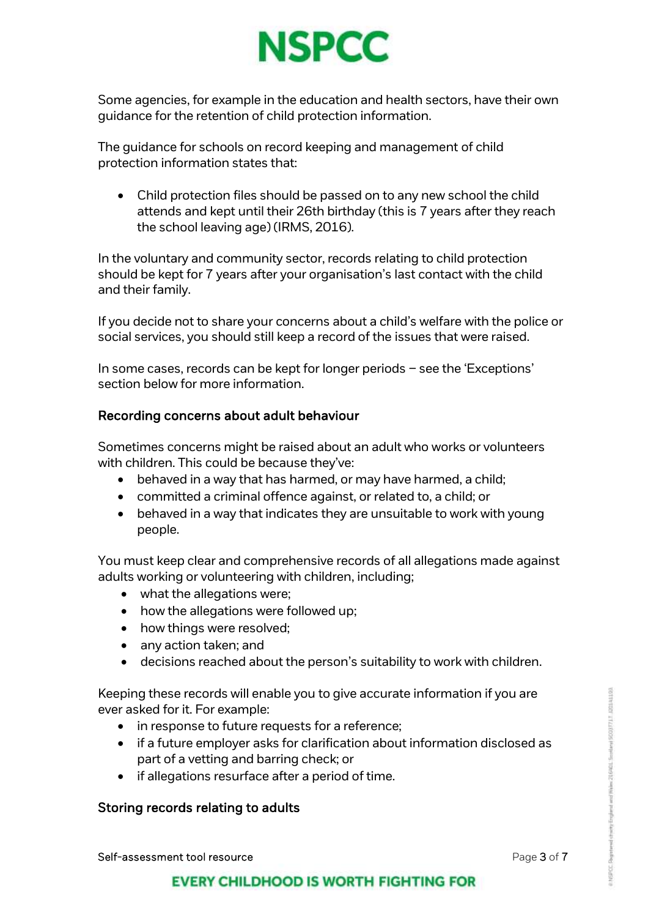Some agencies, for example in the education and health sectors, have their own guidance for the retention of child protection information.

The guidance for schools on record keeping and management of child protection information states that:

- Child protection files should be passed on to any new school the child attends and kept until their 26th birthday (this is 7 years after they reach the school leaving age) (IRMS, 2016).

In the voluntary and community sector, records relating to child protection should be kept for 7 years after your organisation's last contact with the child and their family.

If you decide not to share your concerns about a child's welfare with the police or social services, you should still keep a record of the issues that were raised.

In some cases, records can be kept for longer periods – see the 'Exceptions' section below for more information.

### Recording concerns about adult behaviour

Sometimes concerns might be raised about an adult who works or volunteers with children. This could be because they've:

- behaved in a way that has harmed, or may have harmed, a child;
- committed a criminal offence against, or related to, a child; or
- behaved in a way that indicates they are unsuitable to work with young people.

You must keep clear and comprehensive records of all allegations made against adults working or volunteering with children, including;

- what the allegations were;
- how the allegations were followed up;
- how things were resolved;
- any action taken; and
- decisions reached about the person's suitability to work with children.

Keeping these records will enable you to give accurate information if you are ever asked for it. For example:

- in response to future requests for a reference;
- if a future employer asks for clarification about information disclosed as part of a vetting and barring check; or
- if allegations resurface after a period of time.

### Storing records relating to adults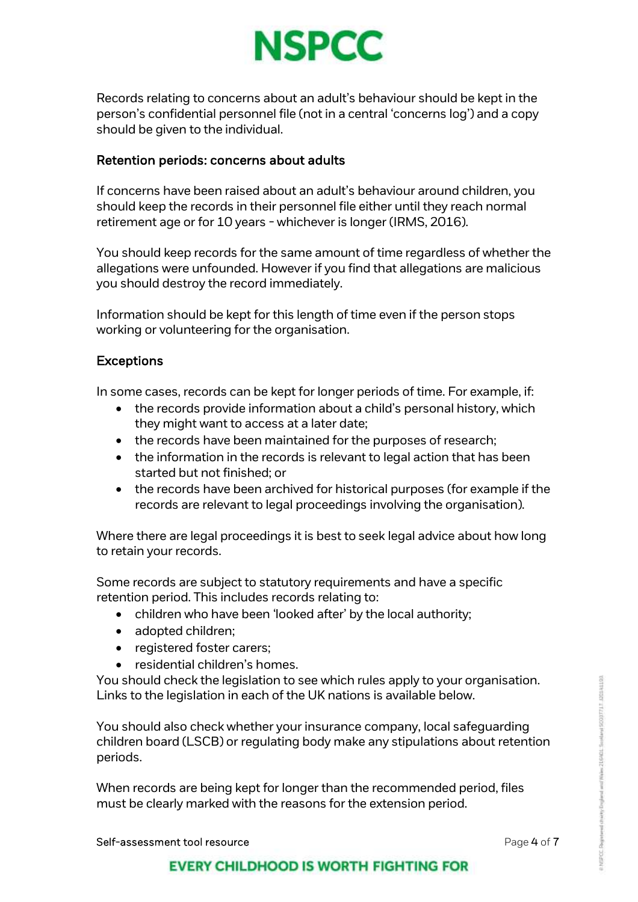Records relating to concerns about an adult's behaviour should be kept in the person's confidential personnel file (not in a central 'concerns log') and a copy should be given to the individual.

## Retention periods: concerns about adults

If concerns have been raised about an adult's behaviour around children, you should keep the records in their personnel file either until they reach normal retirement age or for 10 years – whichever is longer (IRMS, 2016).

You should keep records for the same amount of time regardless of whether the allegations were unfounded. However if you find that allegations are malicious you should destroy the record immediately.

Information should be kept for this length of time even if the person stops working or volunteering for the organisation.

## Exceptions

In some cases, records can be kept for longer periods of time. For example, if:

- the records provide information about a child's personal history, which they might want to access at a later date;
- the records have been maintained for the purposes of research;
- the information in the records is relevant to legal action that has been started but not finished; or
- the records have been archived for historical purposes (for example if the records are relevant to legal proceedings involving the organisation).

Where there are legal proceedings it is best to seek legal advice about how long to retain your records.

Some records are subject to statutory requirements and have a specific retention period. This includes records relating to:

- children who have been 'looked after' by the local authority;
- adopted children;
- registered foster carers;
- residential children's homes.

You should check the legislation to see which rules apply to your organisation. Links to the legislation in each of the UK nations is available below.

You should also check whether your insurance company, local safeguarding children board (LSCB) or regulating body make any stipulations about retention periods.

When records are being kept for longer than the recommended period, files must be clearly marked with the reasons for the extension period.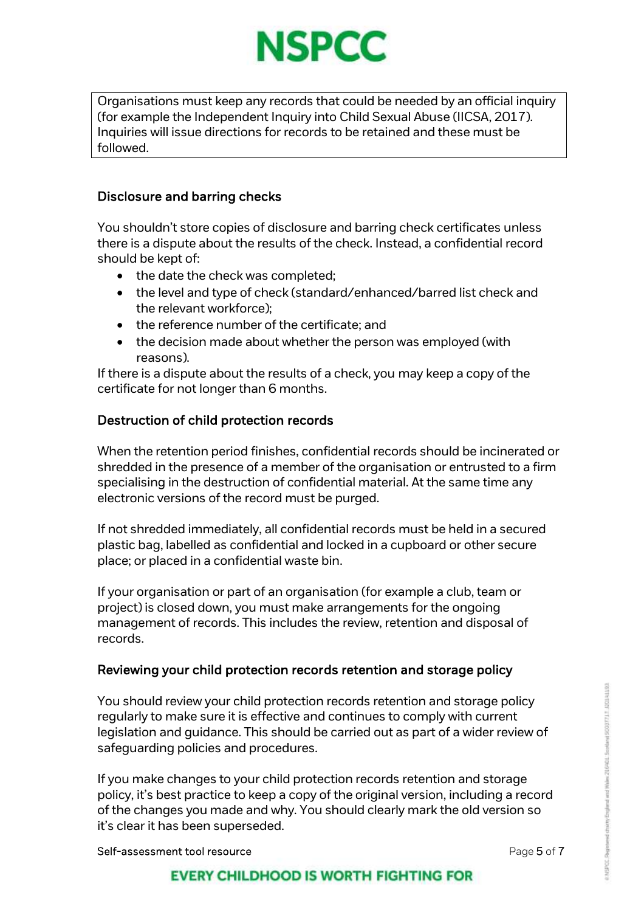Organisations must keep any records that could be needed by an official inquiry (for example the Independent Inquiry into Child Sexual Abuse (IICSA, 2017). Inquiries will issue directions for records to be retained and these must be followed.

### Disclosure and barring checks

You shouldn't store copies of disclosure and barring check certificates unless there is a dispute about the results of the check. Instead, a confidential record should be kept of:

- the date the check was completed;
- the level and type of check (standard/enhanced/barred list check and the relevant workforce);
- the reference number of the certificate; and
- the decision made about whether the person was employed (with reasons).

If there is a dispute about the results of a check, you may keep a copy of the certificate for not longer than 6 months.

### Destruction of child protection records

When the retention period finishes, confidential records should be incinerated or shredded in the presence of a member of the organisation or entrusted to a firm specialising in the destruction of confidential material. At the same time any electronic versions of the record must be purged.

If not shredded immediately, all confidential records must be held in a secured plastic bag, labelled as confidential and locked in a cupboard or other secure place; or placed in a confidential waste bin.

If your organisation or part of an organisation (for example a club, team or project) is closed down, you must make arrangements for the ongoing management of records. This includes the review, retention and disposal of records.

### Reviewing your child protection records retention and storage policy

You should review your child protection records retention and storage policy regularly to make sure it is effective and continues to comply with current legislation and guidance. This should be carried out as part of a wider review of safeguarding policies and procedures.

If you make changes to your child protection records retention and storage policy, it's best practice to keep a copy of the original version, including a record of the changes you made and why. You should clearly mark the old version so it's clear it has been superseded.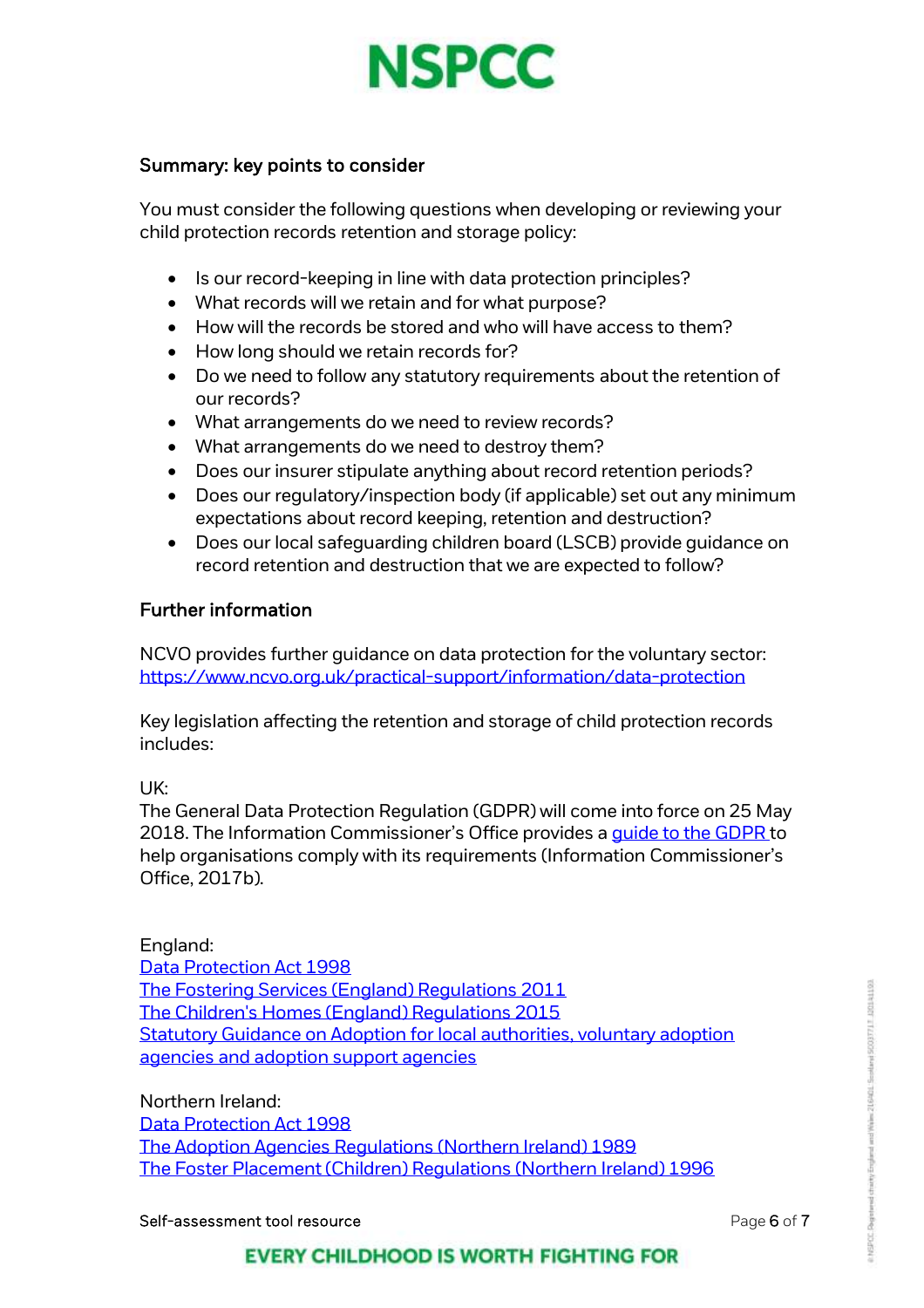## Summary: key points to consider

You must consider the following questions when developing or reviewing your child protection records retention and storage policy:

- Is our record-keeping in line with data protection principles?
- What records will we retain and for what purpose?
- How will the records be stored and who will have access to them?
- How long should we retain records for?
- Do we need to follow any statutory requirements about the retention of our records?
- What arrangements do we need to review records?
- What arrangements do we need to destroy them?
- Does our insurer stipulate anything about record retention periods?
- Does our regulatory/inspection body (if applicable) set out any minimum expectations about record keeping, retention and destruction?
- Does our local safeguarding children board (LSCB) provide guidance on record retention and destruction that we are expected to follow?

## Further information

NCVO provides further guidance on data protection for the voluntary sector:
https://www.ncvo.org.uk/practical-support/information/data-protection

Key legislation affecting the retention and storage of child protection records includes:

UK:
The General Data Protection Regulation (GDPR) will come into force on 25 May 2018. The Information Commissioner's Office provides a guide to the GDPR to help organisations comply with its requirements (Information Commissioner's Office, 2017b).

England:
Data Protection Act 1998
The Fostering Services (England) Regulations 2011
The Children's Homes (England) Regulations 2015
Statutory Guidance on Adoption for local authorities, voluntary adoption agencies and adoption support agencies

Northern Ireland:
Data Protection Act 1998
The Adoption Agencies Regulations (Northern Ireland) 1989
The Foster Placement (Children) Regulations (Northern Ireland) 1996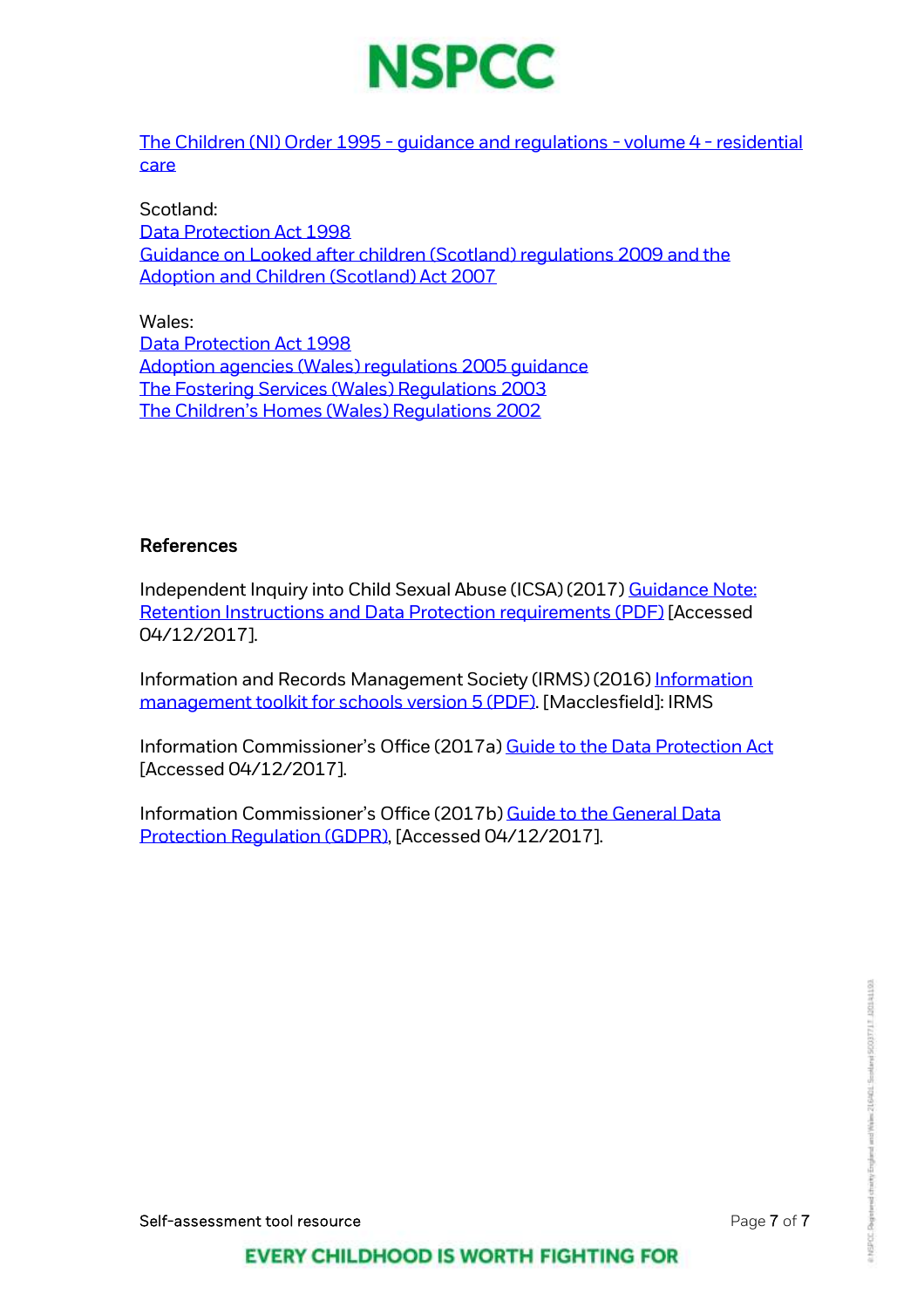The Children (NI) Order 1995 - guidance and regulations - volume 4 - residential care

Scotland:
Data Protection Act 1998
Guidance on Looked after children (Scotland) regulations 2009 and the Adoption and Children (Scotland) Act 2007

Wales:
Data Protection Act 1998
Adoption agencies (Wales) regulations 2005 guidance
The Fostering Services (Wales) Regulations 2003
The Children's Homes (Wales) Regulations 2002

**References**

Independent Inquiry into Child Sexual Abuse (ICSA) (2017) Guidance Note: Retention Instructions and Data Protection requirements (PDF) [Accessed 04/12/2017].

Information and Records Management Society (IRMS) (2016) Information management toolkit for schools version 5 (PDF). [Macclesfield]: IRMS

Information Commissioner's Office (2017a) Guide to the Data Protection Act [Accessed 04/12/2017].

Information Commissioner's Office (2017b) Guide to the General Data Protection Regulation (GDPR), [Accessed 04/12/2017].